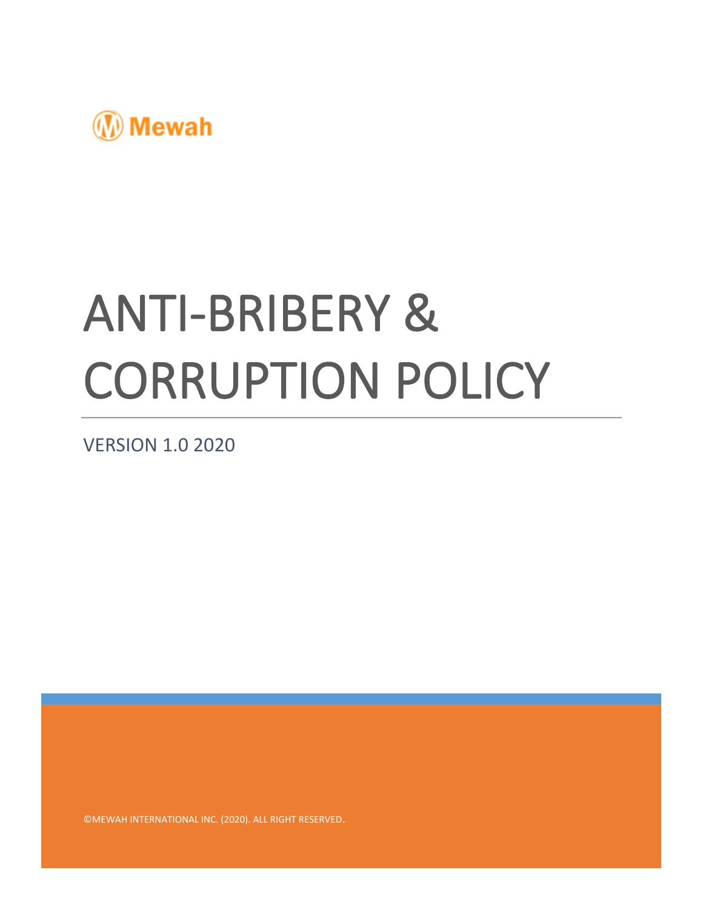Mewah

# ANTI-BRIBERY & CORRUPTION POLICY

VERSION 1.0 2020

©MEWAH INTERNATIONAL INC. (2020). ALL RIGHT RESERVED.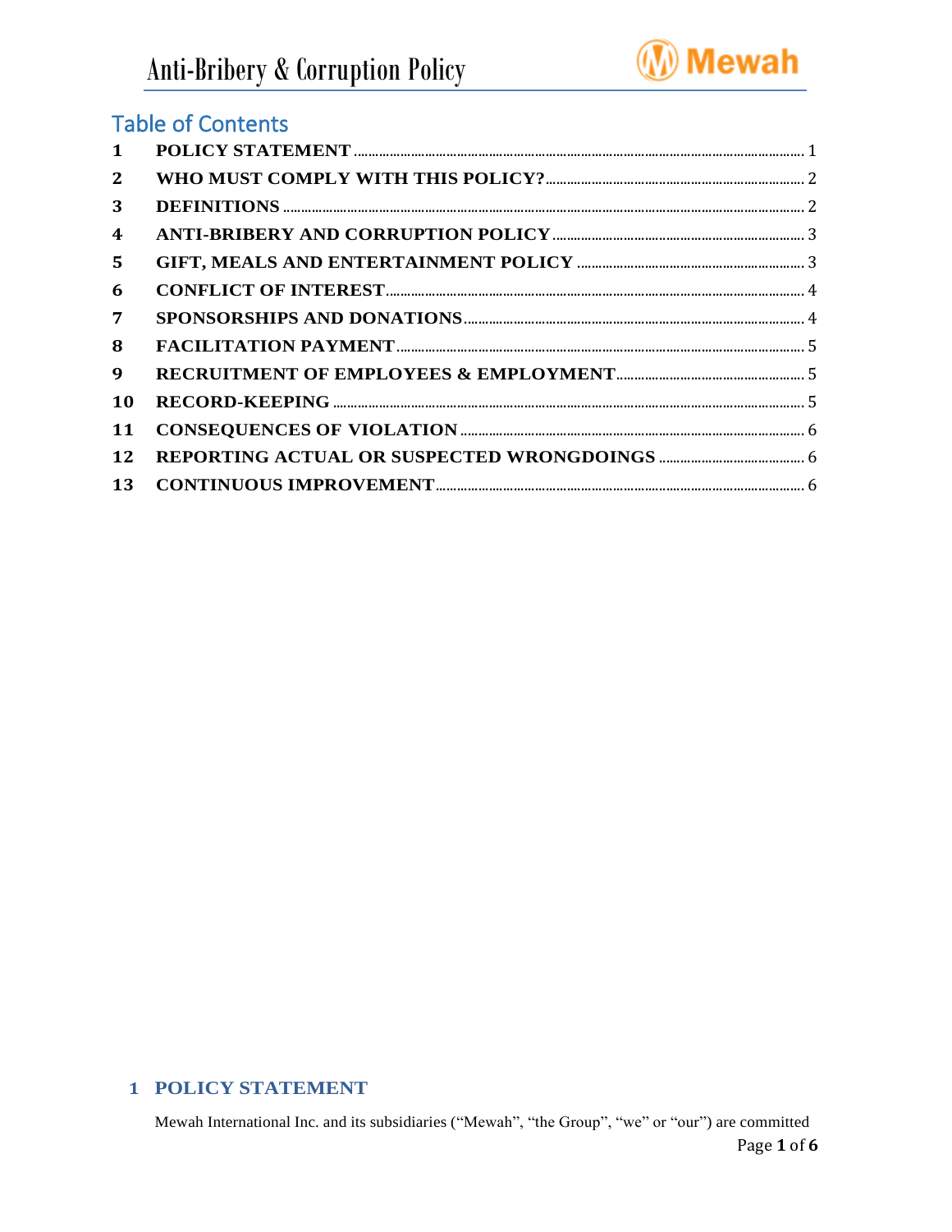## Table of Contents

| | | |
|---|---|---|
| 1 | POLICY STATEMENT | 1 |
| 2 | WHO MUST COMPLY WITH THIS POLICY? | 2 |
| 3 | DEFINITIONS | 2 |
| 4 | ANTI-BRIBERY AND CORRUPTION POLICY | 3 |
| 5 | GIFT, MEALS AND ENTERTAINMENT POLICY | 3 |
| 6 | CONFLICT OF INTEREST | 4 |
| 7 | SPONSORSHIPS AND DONATIONS | 4 |
| 8 | FACILITATION PAYMENT | 5 |
| 9 | RECRUITMENT OF EMPLOYEES & EMPLOYMENT | 5 |
| 10 | RECORD-KEEPING | 5 |
| 11 | CONSEQUENCES OF VIOLATION | 6 |
| 12 | REPORTING ACTUAL OR SUSPECTED WRONGDOINGS | 6 |
| 13 | CONTINUOUS IMPROVEMENT | 6 |

## 1 POLICY STATEMENT

Mewah International Inc. and its subsidiaries ("Mewah", "the Group", "we" or "our") are committed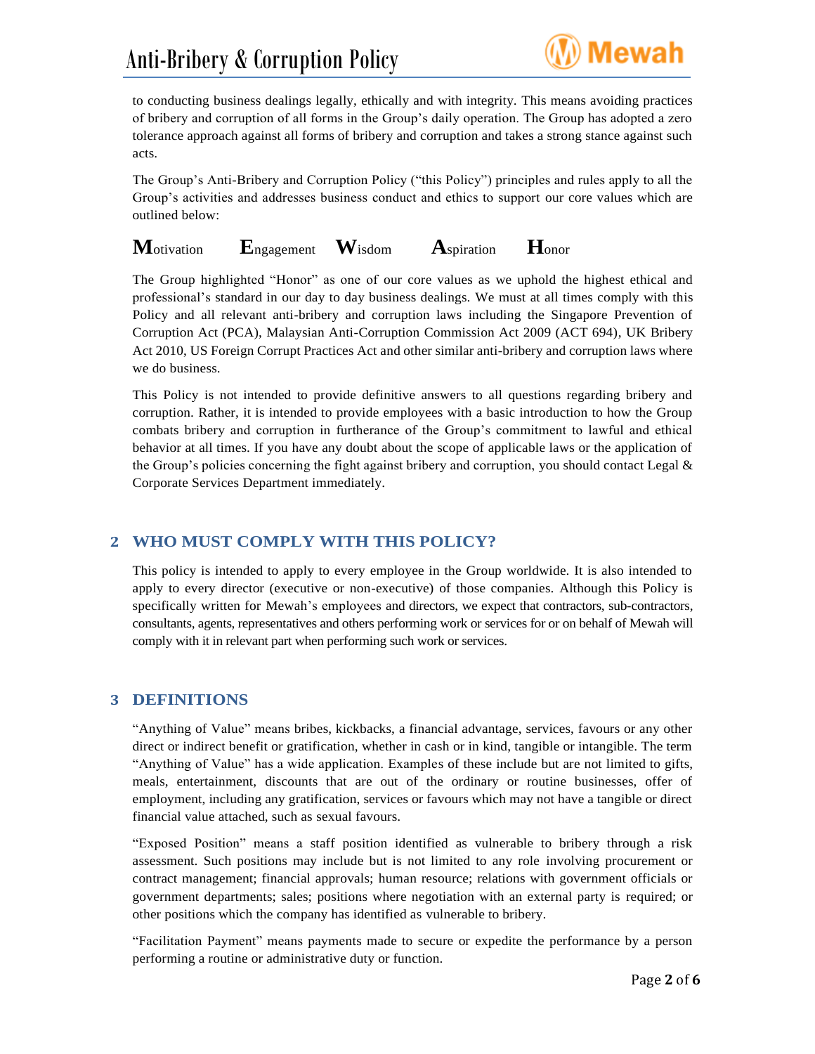to conducting business dealings legally, ethically and with integrity. This means avoiding practices of bribery and corruption of all forms in the Group's daily operation. The Group has adopted a zero tolerance approach against all forms of bribery and corruption and takes a strong stance against such acts.

The Group's Anti-Bribery and Corruption Policy ("this Policy") principles and rules apply to all the Group's activities and addresses business conduct and ethics to support our core values which are outlined below:

**M**otivation **E**ngagement **W**isdom **A**spiration **H**onor

The Group highlighted "Honor" as one of our core values as we uphold the highest ethical and professional's standard in our day to day business dealings. We must at all times comply with this Policy and all relevant anti-bribery and corruption laws including the Singapore Prevention of Corruption Act (PCA), Malaysian Anti-Corruption Commission Act 2009 (ACT 694), UK Bribery Act 2010, US Foreign Corrupt Practices Act and other similar anti-bribery and corruption laws where we do business.

This Policy is not intended to provide definitive answers to all questions regarding bribery and corruption. Rather, it is intended to provide employees with a basic introduction to how the Group combats bribery and corruption in furtherance of the Group's commitment to lawful and ethical behavior at all times. If you have any doubt about the scope of applicable laws or the application of the Group's policies concerning the fight against bribery and corruption, you should contact Legal & Corporate Services Department immediately.

## 2 WHO MUST COMPLY WITH THIS POLICY?

This policy is intended to apply to every employee in the Group worldwide. It is also intended to apply to every director (executive or non-executive) of those companies. Although this Policy is specifically written for Mewah's employees and directors, we expect that contractors, sub-contractors, consultants, agents, representatives and others performing work or services for or on behalf of Mewah will comply with it in relevant part when performing such work or services.

## 3 DEFINITIONS

"Anything of Value" means bribes, kickbacks, a financial advantage, services, favours or any other direct or indirect benefit or gratification, whether in cash or in kind, tangible or intangible. The term "Anything of Value" has a wide application. Examples of these include but are not limited to gifts, meals, entertainment, discounts that are out of the ordinary or routine businesses, offer of employment, including any gratification, services or favours which may not have a tangible or direct financial value attached, such as sexual favours.

"Exposed Position" means a staff position identified as vulnerable to bribery through a risk assessment. Such positions may include but is not limited to any role involving procurement or contract management; financial approvals; human resource; relations with government officials or government departments; sales; positions where negotiation with an external party is required; or other positions which the company has identified as vulnerable to bribery.

"Facilitation Payment" means payments made to secure or expedite the performance by a person performing a routine or administrative duty or function.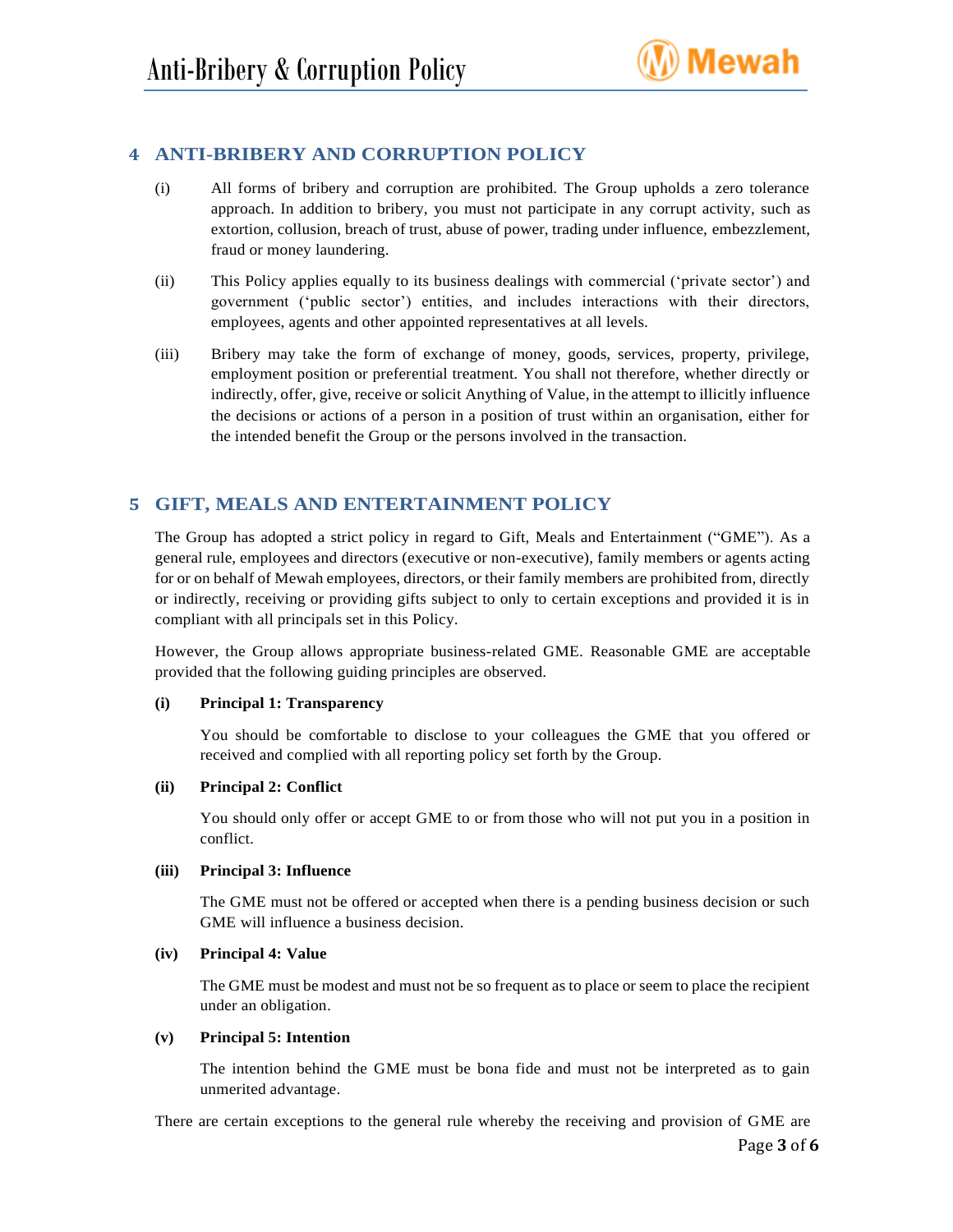## 4 ANTI-BRIBERY AND CORRUPTION POLICY

(i) All forms of bribery and corruption are prohibited. The Group upholds a zero tolerance approach. In addition to bribery, you must not participate in any corrupt activity, such as extortion, collusion, breach of trust, abuse of power, trading under influence, embezzlement, fraud or money laundering.

(ii) This Policy applies equally to its business dealings with commercial ('private sector') and government ('public sector') entities, and includes interactions with their directors, employees, agents and other appointed representatives at all levels.

(iii) Bribery may take the form of exchange of money, goods, services, property, privilege, employment position or preferential treatment. You shall not therefore, whether directly or indirectly, offer, give, receive or solicit Anything of Value, in the attempt to illicitly influence the decisions or actions of a person in a position of trust within an organisation, either for the intended benefit the Group or the persons involved in the transaction.

## 5 GIFT, MEALS AND ENTERTAINMENT POLICY

The Group has adopted a strict policy in regard to Gift, Meals and Entertainment ("GME"). As a general rule, employees and directors (executive or non-executive), family members or agents acting for or on behalf of Mewah employees, directors, or their family members are prohibited from, directly or indirectly, receiving or providing gifts subject to only to certain exceptions and provided it is in compliant with all principals set in this Policy.

However, the Group allows appropriate business-related GME. Reasonable GME are acceptable provided that the following guiding principles are observed.

**(i) Principal 1: Transparency**

You should be comfortable to disclose to your colleagues the GME that you offered or received and complied with all reporting policy set forth by the Group.

**(ii) Principal 2: Conflict**

You should only offer or accept GME to or from those who will not put you in a position in conflict.

**(iii) Principal 3: Influence**

The GME must not be offered or accepted when there is a pending business decision or such GME will influence a business decision.

**(iv) Principal 4: Value**

The GME must be modest and must not be so frequent as to place or seem to place the recipient under an obligation.

**(v) Principal 5: Intention**

The intention behind the GME must be bona fide and must not be interpreted as to gain unmerited advantage.

There are certain exceptions to the general rule whereby the receiving and provision of GME are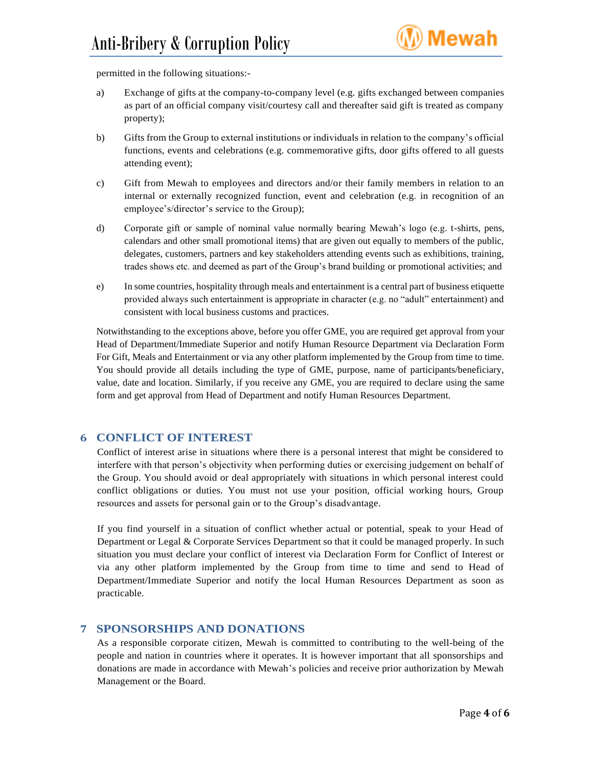permitted in the following situations:-

a) Exchange of gifts at the company-to-company level (e.g. gifts exchanged between companies as part of an official company visit/courtesy call and thereafter said gift is treated as company property);

b) Gifts from the Group to external institutions or individuals in relation to the company's official functions, events and celebrations (e.g. commemorative gifts, door gifts offered to all guests attending event);

c) Gift from Mewah to employees and directors and/or their family members in relation to an internal or externally recognized function, event and celebration (e.g. in recognition of an employee's/director's service to the Group);

d) Corporate gift or sample of nominal value normally bearing Mewah's logo (e.g. t-shirts, pens, calendars and other small promotional items) that are given out equally to members of the public, delegates, customers, partners and key stakeholders attending events such as exhibitions, training, trades shows etc. and deemed as part of the Group's brand building or promotional activities; and

e) In some countries, hospitality through meals and entertainment is a central part of business etiquette provided always such entertainment is appropriate in character (e.g. no "adult" entertainment) and consistent with local business customs and practices.

Notwithstanding to the exceptions above, before you offer GME, you are required get approval from your Head of Department/Immediate Superior and notify Human Resource Department via Declaration Form For Gift, Meals and Entertainment or via any other platform implemented by the Group from time to time. You should provide all details including the type of GME, purpose, name of participants/beneficiary, value, date and location. Similarly, if you receive any GME, you are required to declare using the same form and get approval from Head of Department and notify Human Resources Department.

## 6 CONFLICT OF INTEREST

Conflict of interest arise in situations where there is a personal interest that might be considered to interfere with that person's objectivity when performing duties or exercising judgement on behalf of the Group. You should avoid or deal appropriately with situations in which personal interest could conflict obligations or duties. You must not use your position, official working hours, Group resources and assets for personal gain or to the Group's disadvantage.

If you find yourself in a situation of conflict whether actual or potential, speak to your Head of Department or Legal & Corporate Services Department so that it could be managed properly. In such situation you must declare your conflict of interest via Declaration Form for Conflict of Interest or via any other platform implemented by the Group from time to time and send to Head of Department/Immediate Superior and notify the local Human Resources Department as soon as practicable.

## 7 SPONSORSHIPS AND DONATIONS

As a responsible corporate citizen, Mewah is committed to contributing to the well-being of the people and nation in countries where it operates. It is however important that all sponsorships and donations are made in accordance with Mewah's policies and receive prior authorization by Mewah Management or the Board.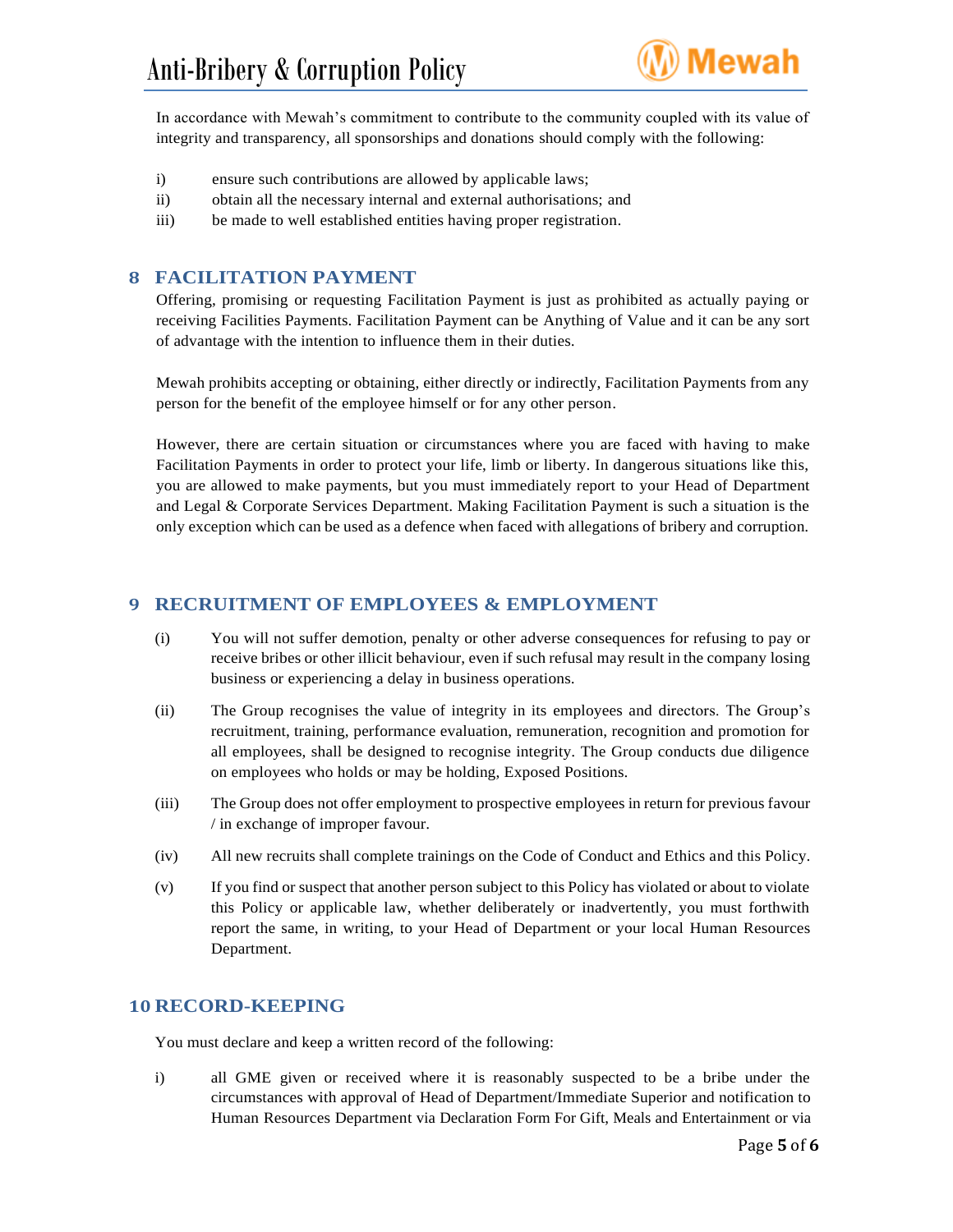In accordance with Mewah's commitment to contribute to the community coupled with its value of integrity and transparency, all sponsorships and donations should comply with the following:

i) ensure such contributions are allowed by applicable laws;
ii) obtain all the necessary internal and external authorisations; and
iii) be made to well established entities having proper registration.

## 8 FACILITATION PAYMENT

Offering, promising or requesting Facilitation Payment is just as prohibited as actually paying or receiving Facilities Payments. Facilitation Payment can be Anything of Value and it can be any sort of advantage with the intention to influence them in their duties.

Mewah prohibits accepting or obtaining, either directly or indirectly, Facilitation Payments from any person for the benefit of the employee himself or for any other person.

However, there are certain situation or circumstances where you are faced with having to make Facilitation Payments in order to protect your life, limb or liberty. In dangerous situations like this, you are allowed to make payments, but you must immediately report to your Head of Department and Legal & Corporate Services Department. Making Facilitation Payment is such a situation is the only exception which can be used as a defence when faced with allegations of bribery and corruption.

## 9 RECRUITMENT OF EMPLOYEES & EMPLOYMENT

(i) You will not suffer demotion, penalty or other adverse consequences for refusing to pay or receive bribes or other illicit behaviour, even if such refusal may result in the company losing business or experiencing a delay in business operations.

(ii) The Group recognises the value of integrity in its employees and directors. The Group's recruitment, training, performance evaluation, remuneration, recognition and promotion for all employees, shall be designed to recognise integrity. The Group conducts due diligence on employees who holds or may be holding, Exposed Positions.

(iii) The Group does not offer employment to prospective employees in return for previous favour / in exchange of improper favour.

(iv) All new recruits shall complete trainings on the Code of Conduct and Ethics and this Policy.

(v) If you find or suspect that another person subject to this Policy has violated or about to violate this Policy or applicable law, whether deliberately or inadvertently, you must forthwith report the same, in writing, to your Head of Department or your local Human Resources Department.

## 10 RECORD-KEEPING

You must declare and keep a written record of the following:

i) all GME given or received where it is reasonably suspected to be a bribe under the circumstances with approval of Head of Department/Immediate Superior and notification to Human Resources Department via Declaration Form For Gift, Meals and Entertainment or via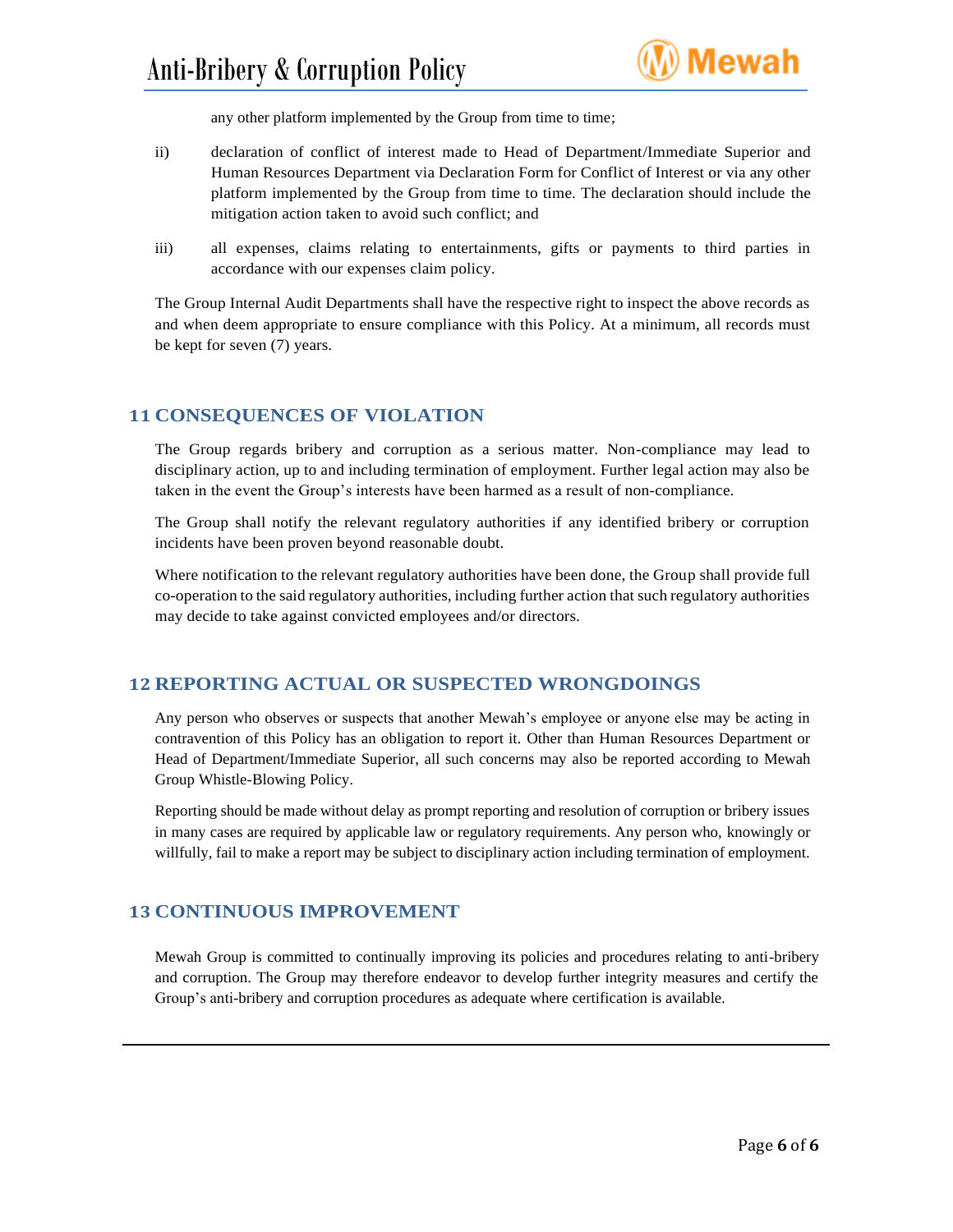any other platform implemented by the Group from time to time;

ii) declaration of conflict of interest made to Head of Department/Immediate Superior and Human Resources Department via Declaration Form for Conflict of Interest or via any other platform implemented by the Group from time to time. The declaration should include the mitigation action taken to avoid such conflict; and

iii) all expenses, claims relating to entertainments, gifts or payments to third parties in accordance with our expenses claim policy.

The Group Internal Audit Departments shall have the respective right to inspect the above records as and when deem appropriate to ensure compliance with this Policy. At a minimum, all records must be kept for seven (7) years.

## 11 CONSEQUENCES OF VIOLATION

The Group regards bribery and corruption as a serious matter. Non-compliance may lead to disciplinary action, up to and including termination of employment. Further legal action may also be taken in the event the Group's interests have been harmed as a result of non-compliance.

The Group shall notify the relevant regulatory authorities if any identified bribery or corruption incidents have been proven beyond reasonable doubt.

Where notification to the relevant regulatory authorities have been done, the Group shall provide full co-operation to the said regulatory authorities, including further action that such regulatory authorities may decide to take against convicted employees and/or directors.

## 12 REPORTING ACTUAL OR SUSPECTED WRONGDOINGS

Any person who observes or suspects that another Mewah's employee or anyone else may be acting in contravention of this Policy has an obligation to report it. Other than Human Resources Department or Head of Department/Immediate Superior, all such concerns may also be reported according to Mewah Group Whistle-Blowing Policy.

Reporting should be made without delay as prompt reporting and resolution of corruption or bribery issues in many cases are required by applicable law or regulatory requirements. Any person who, knowingly or willfully, fail to make a report may be subject to disciplinary action including termination of employment.

## 13 CONTINUOUS IMPROVEMENT

Mewah Group is committed to continually improving its policies and procedures relating to anti-bribery and corruption. The Group may therefore endeavor to develop further integrity measures and certify the Group's anti-bribery and corruption procedures as adequate where certification is available.